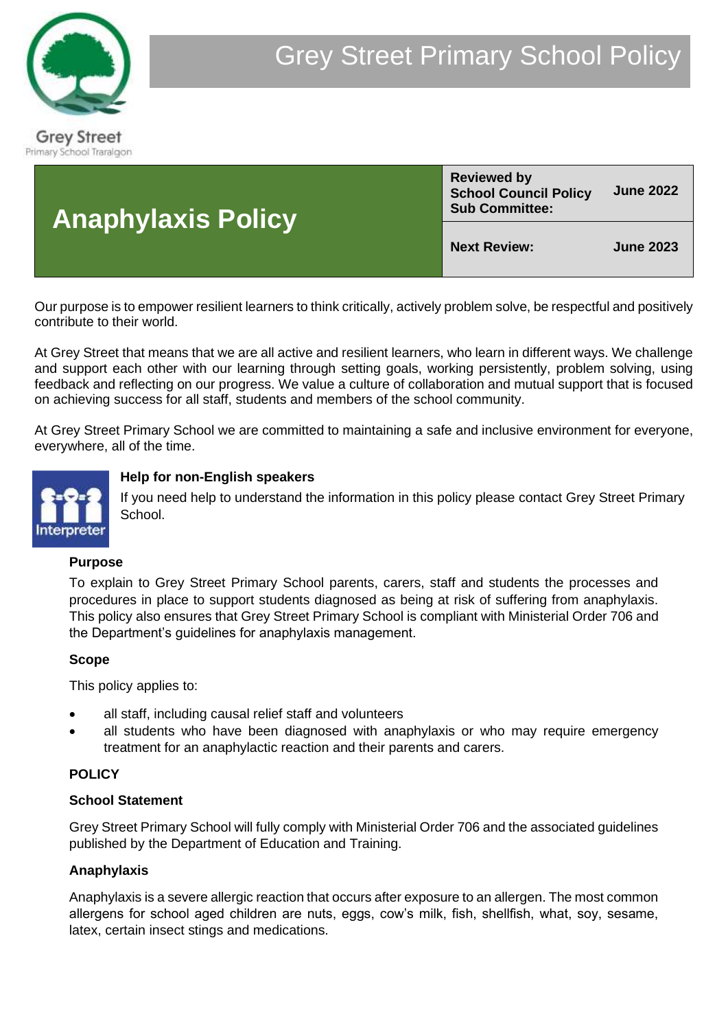Grey Street
Primary School Traralgon

# Grey Street Primary School Policy

| Anaphylaxis Policy | Reviewed by School Council Policy Sub Committee: | June 2022 |
|---|---|---|
| | Next Review: | June 2023 |

Our purpose is to empower resilient learners to think critically, actively problem solve, be respectful and positively contribute to their world.

At Grey Street that means that we are all active and resilient learners, who learn in different ways. We challenge and support each other with our learning through setting goals, working persistently, problem solving, using feedback and reflecting on our progress. We value a culture of collaboration and mutual support that is focused on achieving success for all staff, students and members of the school community.

At Grey Street Primary School we are committed to maintaining a safe and inclusive environment for everyone, everywhere, all of the time.

Interpreter

**Help for non-English speakers**

If you need help to understand the information in this policy please contact Grey Street Primary School.

**Purpose**

To explain to Grey Street Primary School parents, carers, staff and students the processes and procedures in place to support students diagnosed as being at risk of suffering from anaphylaxis. This policy also ensures that Grey Street Primary School is compliant with Ministerial Order 706 and the Department's guidelines for anaphylaxis management.

**Scope**

This policy applies to:

- all staff, including causal relief staff and volunteers
- all students who have been diagnosed with anaphylaxis or who may require emergency treatment for an anaphylactic reaction and their parents and carers.

**POLICY**

**School Statement**

Grey Street Primary School will fully comply with Ministerial Order 706 and the associated guidelines published by the Department of Education and Training.

**Anaphylaxis**

Anaphylaxis is a severe allergic reaction that occurs after exposure to an allergen. The most common allergens for school aged children are nuts, eggs, cow's milk, fish, shellfish, what, soy, sesame, latex, certain insect stings and medications.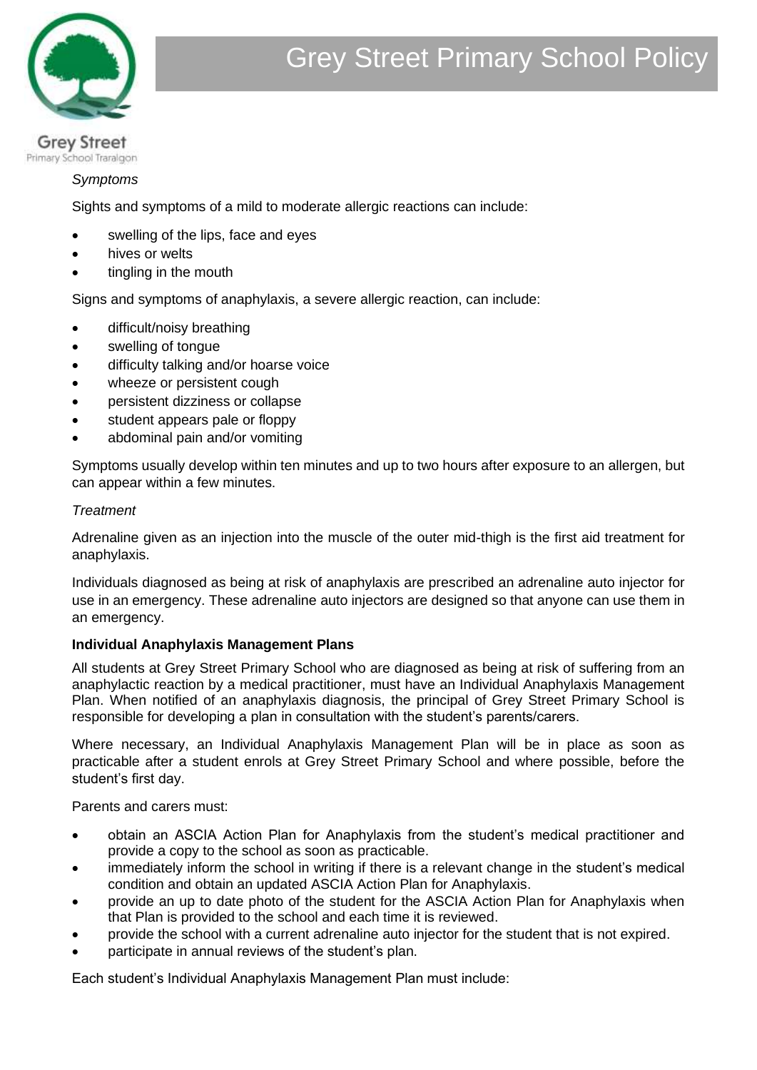*Symptoms*

Sights and symptoms of a mild to moderate allergic reactions can include:

- swelling of the lips, face and eyes
- hives or welts
- tingling in the mouth

Signs and symptoms of anaphylaxis, a severe allergic reaction, can include:

- difficult/noisy breathing
- swelling of tongue
- difficulty talking and/or hoarse voice
- wheeze or persistent cough
- persistent dizziness or collapse
- student appears pale or floppy
- abdominal pain and/or vomiting

Symptoms usually develop within ten minutes and up to two hours after exposure to an allergen, but can appear within a few minutes.

*Treatment*

Adrenaline given as an injection into the muscle of the outer mid-thigh is the first aid treatment for anaphylaxis.

Individuals diagnosed as being at risk of anaphylaxis are prescribed an adrenaline auto injector for use in an emergency. These adrenaline auto injectors are designed so that anyone can use them in an emergency.

**Individual Anaphylaxis Management Plans**

All students at Grey Street Primary School who are diagnosed as being at risk of suffering from an anaphylactic reaction by a medical practitioner, must have an Individual Anaphylaxis Management Plan. When notified of an anaphylaxis diagnosis, the principal of Grey Street Primary School is responsible for developing a plan in consultation with the student's parents/carers.

Where necessary, an Individual Anaphylaxis Management Plan will be in place as soon as practicable after a student enrols at Grey Street Primary School and where possible, before the student's first day.

Parents and carers must:

- obtain an ASCIA Action Plan for Anaphylaxis from the student's medical practitioner and provide a copy to the school as soon as practicable.
- immediately inform the school in writing if there is a relevant change in the student's medical condition and obtain an updated ASCIA Action Plan for Anaphylaxis.
- provide an up to date photo of the student for the ASCIA Action Plan for Anaphylaxis when that Plan is provided to the school and each time it is reviewed.
- provide the school with a current adrenaline auto injector for the student that is not expired.
- participate in annual reviews of the student's plan.

Each student's Individual Anaphylaxis Management Plan must include: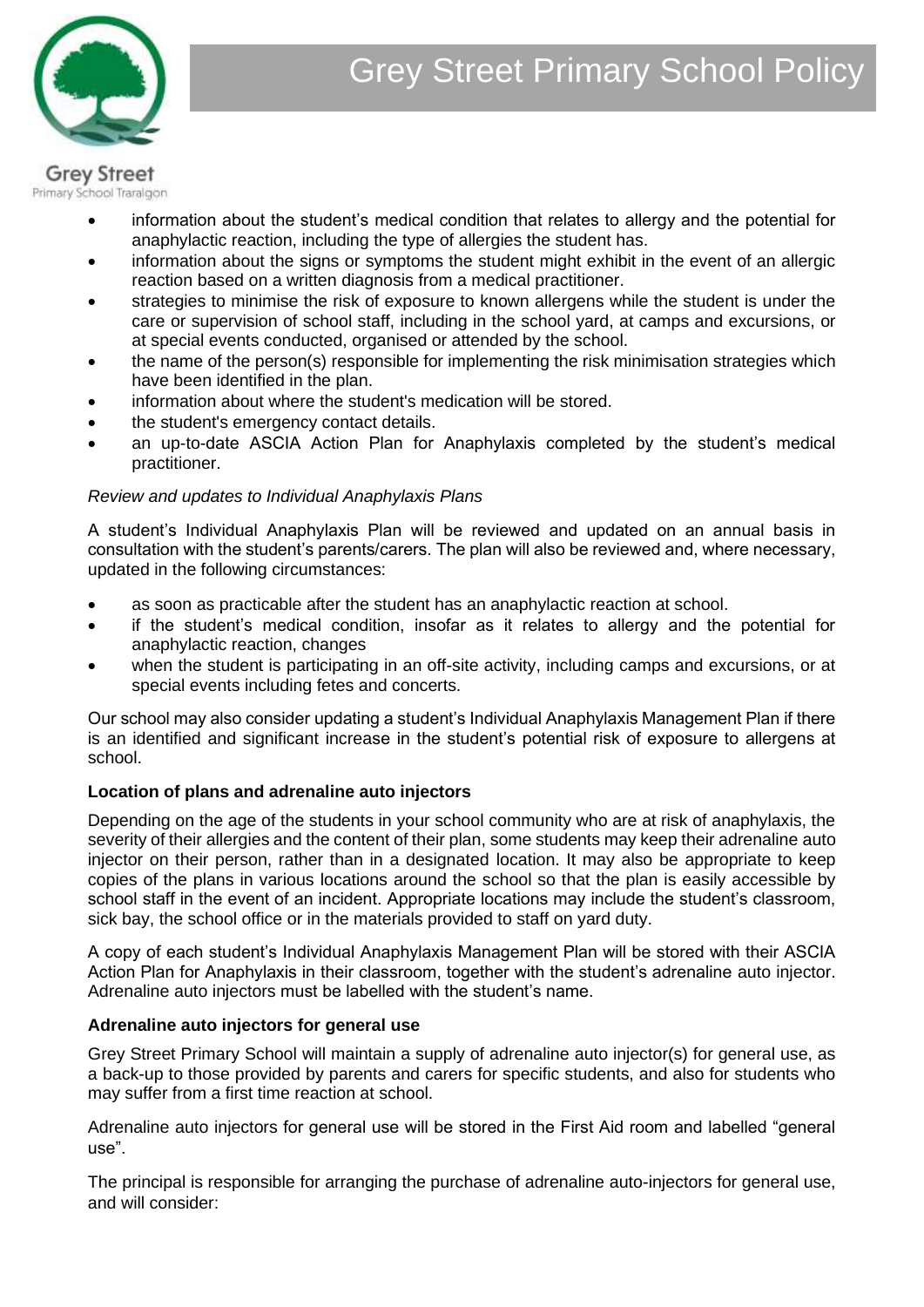- information about the student's medical condition that relates to allergy and the potential for anaphylactic reaction, including the type of allergies the student has.
- information about the signs or symptoms the student might exhibit in the event of an allergic reaction based on a written diagnosis from a medical practitioner.
- strategies to minimise the risk of exposure to known allergens while the student is under the care or supervision of school staff, including in the school yard, at camps and excursions, or at special events conducted, organised or attended by the school.
- the name of the person(s) responsible for implementing the risk minimisation strategies which have been identified in the plan.
- information about where the student's medication will be stored.
- the student's emergency contact details.
- an up-to-date ASCIA Action Plan for Anaphylaxis completed by the student's medical practitioner.

*Review and updates to Individual Anaphylaxis Plans*

A student's Individual Anaphylaxis Plan will be reviewed and updated on an annual basis in consultation with the student's parents/carers. The plan will also be reviewed and, where necessary, updated in the following circumstances:

- as soon as practicable after the student has an anaphylactic reaction at school.
- if the student's medical condition, insofar as it relates to allergy and the potential for anaphylactic reaction, changes
- when the student is participating in an off-site activity, including camps and excursions, or at special events including fetes and concerts.

Our school may also consider updating a student's Individual Anaphylaxis Management Plan if there is an identified and significant increase in the student's potential risk of exposure to allergens at school.

**Location of plans and adrenaline auto injectors**

Depending on the age of the students in your school community who are at risk of anaphylaxis, the severity of their allergies and the content of their plan, some students may keep their adrenaline auto injector on their person, rather than in a designated location. It may also be appropriate to keep copies of the plans in various locations around the school so that the plan is easily accessible by school staff in the event of an incident. Appropriate locations may include the student's classroom, sick bay, the school office or in the materials provided to staff on yard duty.

A copy of each student's Individual Anaphylaxis Management Plan will be stored with their ASCIA Action Plan for Anaphylaxis in their classroom, together with the student's adrenaline auto injector. Adrenaline auto injectors must be labelled with the student's name.

**Adrenaline auto injectors for general use**

Grey Street Primary School will maintain a supply of adrenaline auto injector(s) for general use, as a back-up to those provided by parents and carers for specific students, and also for students who may suffer from a first time reaction at school.

Adrenaline auto injectors for general use will be stored in the First Aid room and labelled "general use".

The principal is responsible for arranging the purchase of adrenaline auto-injectors for general use, and will consider: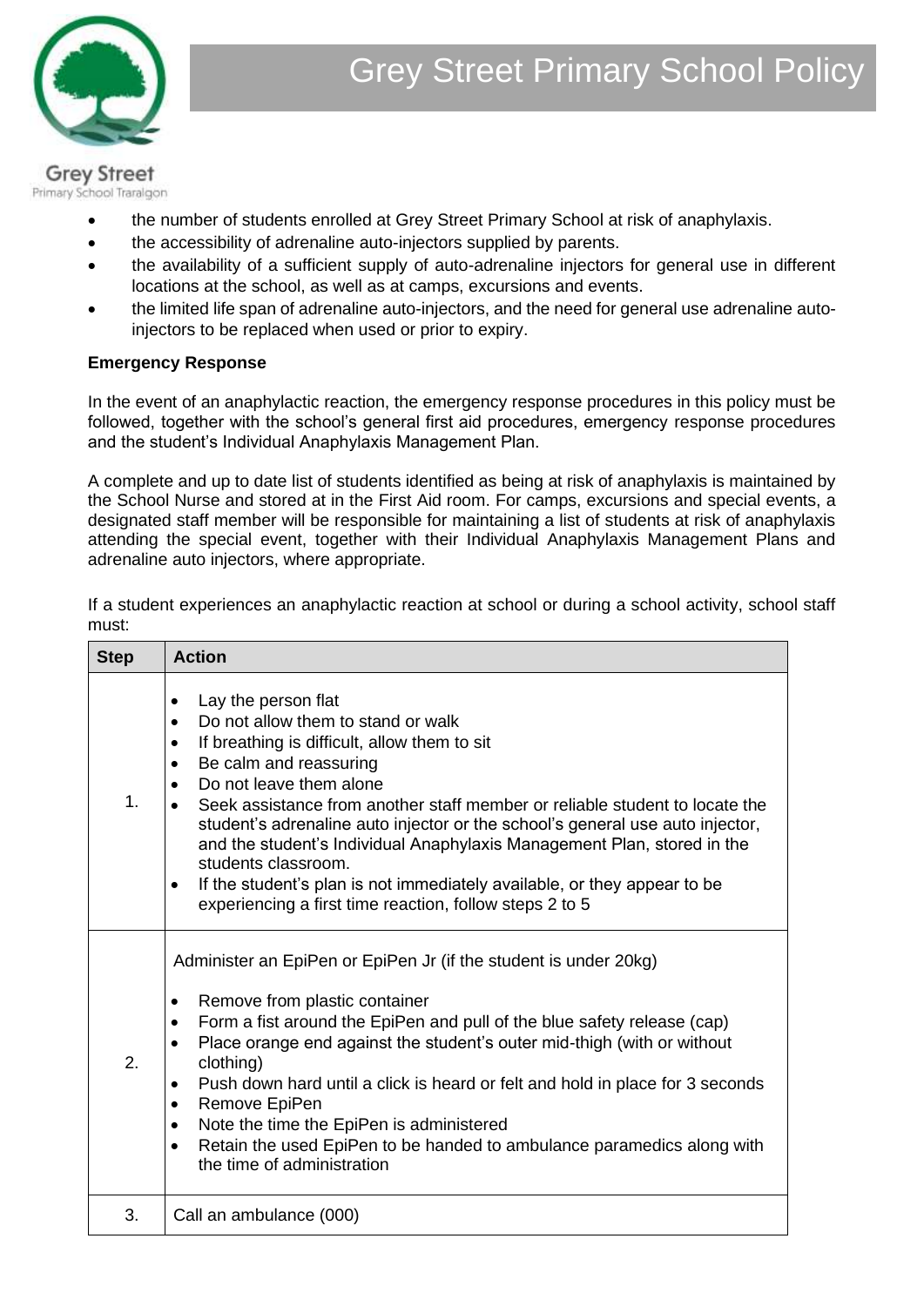- the number of students enrolled at Grey Street Primary School at risk of anaphylaxis.
- the accessibility of adrenaline auto-injectors supplied by parents.
- the availability of a sufficient supply of auto-adrenaline injectors for general use in different locations at the school, as well as at camps, excursions and events.
- the limited life span of adrenaline auto-injectors, and the need for general use adrenaline auto-injectors to be replaced when used or prior to expiry.

**Emergency Response**

In the event of an anaphylactic reaction, the emergency response procedures in this policy must be followed, together with the school's general first aid procedures, emergency response procedures and the student's Individual Anaphylaxis Management Plan.

A complete and up to date list of students identified as being at risk of anaphylaxis is maintained by the School Nurse and stored at in the First Aid room. For camps, excursions and special events, a designated staff member will be responsible for maintaining a list of students at risk of anaphylaxis attending the special event, together with their Individual Anaphylaxis Management Plans and adrenaline auto injectors, where appropriate.

If a student experiences an anaphylactic reaction at school or during a school activity, school staff must:

| Step | Action |
|---|---|
| 1. | • Lay the person flat<br>• Do not allow them to stand or walk<br>• If breathing is difficult, allow them to sit<br>• Be calm and reassuring<br>• Do not leave them alone<br>• Seek assistance from another staff member or reliable student to locate the student's adrenaline auto injector or the school's general use auto injector, and the student's Individual Anaphylaxis Management Plan, stored in the students classroom.<br>• If the student's plan is not immediately available, or they appear to be experiencing a first time reaction, follow steps 2 to 5 |
| 2. | Administer an EpiPen or EpiPen Jr (if the student is under 20kg)<br>• Remove from plastic container<br>• Form a fist around the EpiPen and pull of the blue safety release (cap)<br>• Place orange end against the student's outer mid-thigh (with or without clothing)<br>• Push down hard until a click is heard or felt and hold in place for 3 seconds<br>• Remove EpiPen<br>• Note the time the EpiPen is administered<br>• Retain the used EpiPen to be handed to ambulance paramedics along with the time of administration |
| 3. | Call an ambulance (000) |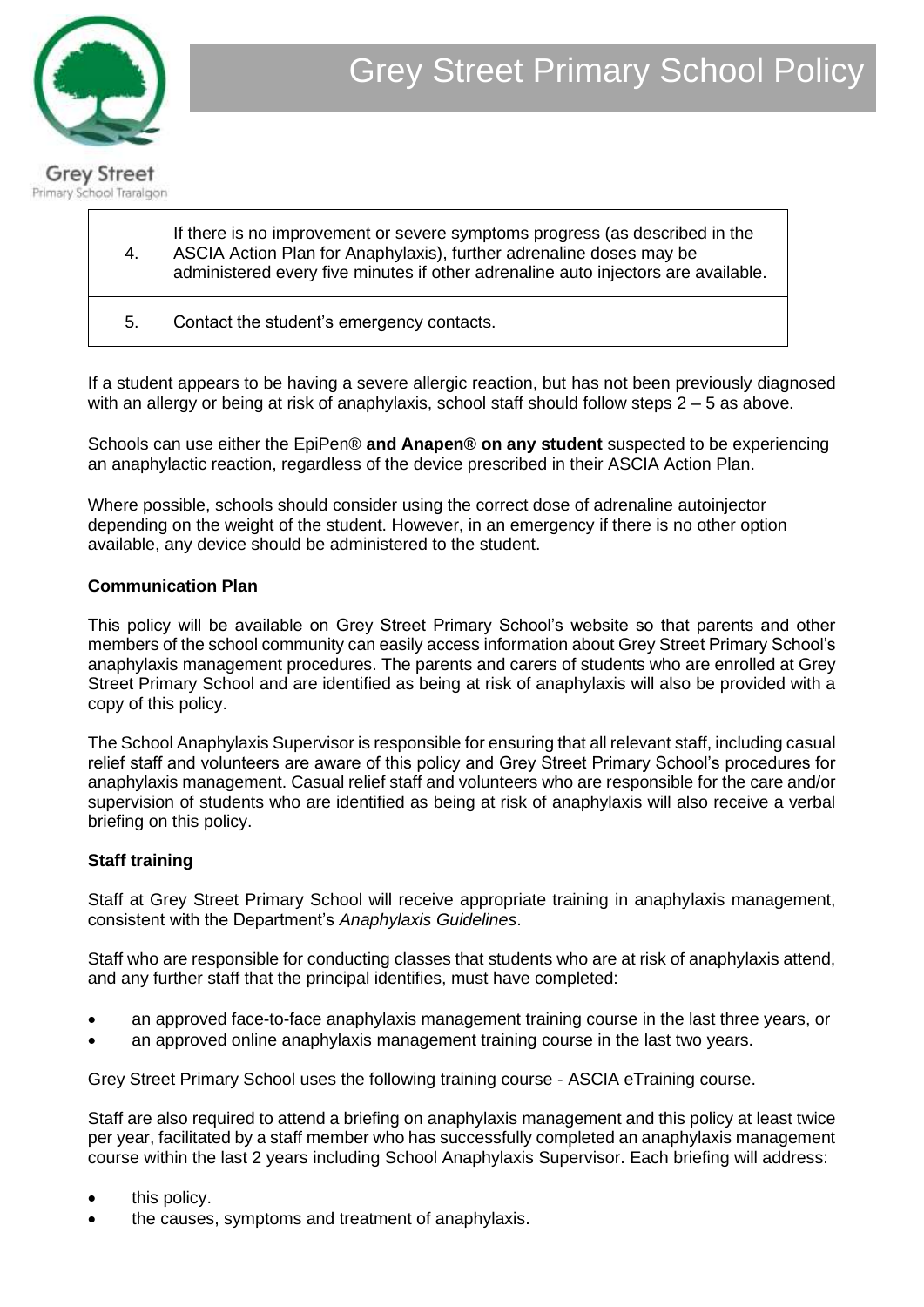| | |
|---|---|
| 4. | If there is no improvement or severe symptoms progress (as described in the ASCIA Action Plan for Anaphylaxis), further adrenaline doses may be administered every five minutes if other adrenaline auto injectors are available. |
| 5. | Contact the student's emergency contacts. |

If a student appears to be having a severe allergic reaction, but has not been previously diagnosed with an allergy or being at risk of anaphylaxis, school staff should follow steps 2 – 5 as above.

Schools can use either the EpiPen® **and Anapen® on any student** suspected to be experiencing an anaphylactic reaction, regardless of the device prescribed in their ASCIA Action Plan.

Where possible, schools should consider using the correct dose of adrenaline autoinjector depending on the weight of the student. However, in an emergency if there is no other option available, any device should be administered to the student.

**Communication Plan**

This policy will be available on Grey Street Primary School's website so that parents and other members of the school community can easily access information about Grey Street Primary School's anaphylaxis management procedures. The parents and carers of students who are enrolled at Grey Street Primary School and are identified as being at risk of anaphylaxis will also be provided with a copy of this policy.

The School Anaphylaxis Supervisor is responsible for ensuring that all relevant staff, including casual relief staff and volunteers are aware of this policy and Grey Street Primary School's procedures for anaphylaxis management. Casual relief staff and volunteers who are responsible for the care and/or supervision of students who are identified as being at risk of anaphylaxis will also receive a verbal briefing on this policy.

**Staff training**

Staff at Grey Street Primary School will receive appropriate training in anaphylaxis management, consistent with the Department's *Anaphylaxis Guidelines*.

Staff who are responsible for conducting classes that students who are at risk of anaphylaxis attend, and any further staff that the principal identifies, must have completed:

- an approved face-to-face anaphylaxis management training course in the last three years, or
- an approved online anaphylaxis management training course in the last two years.

Grey Street Primary School uses the following training course - ASCIA eTraining course.

Staff are also required to attend a briefing on anaphylaxis management and this policy at least twice per year, facilitated by a staff member who has successfully completed an anaphylaxis management course within the last 2 years including School Anaphylaxis Supervisor. Each briefing will address:

- this policy.
- the causes, symptoms and treatment of anaphylaxis.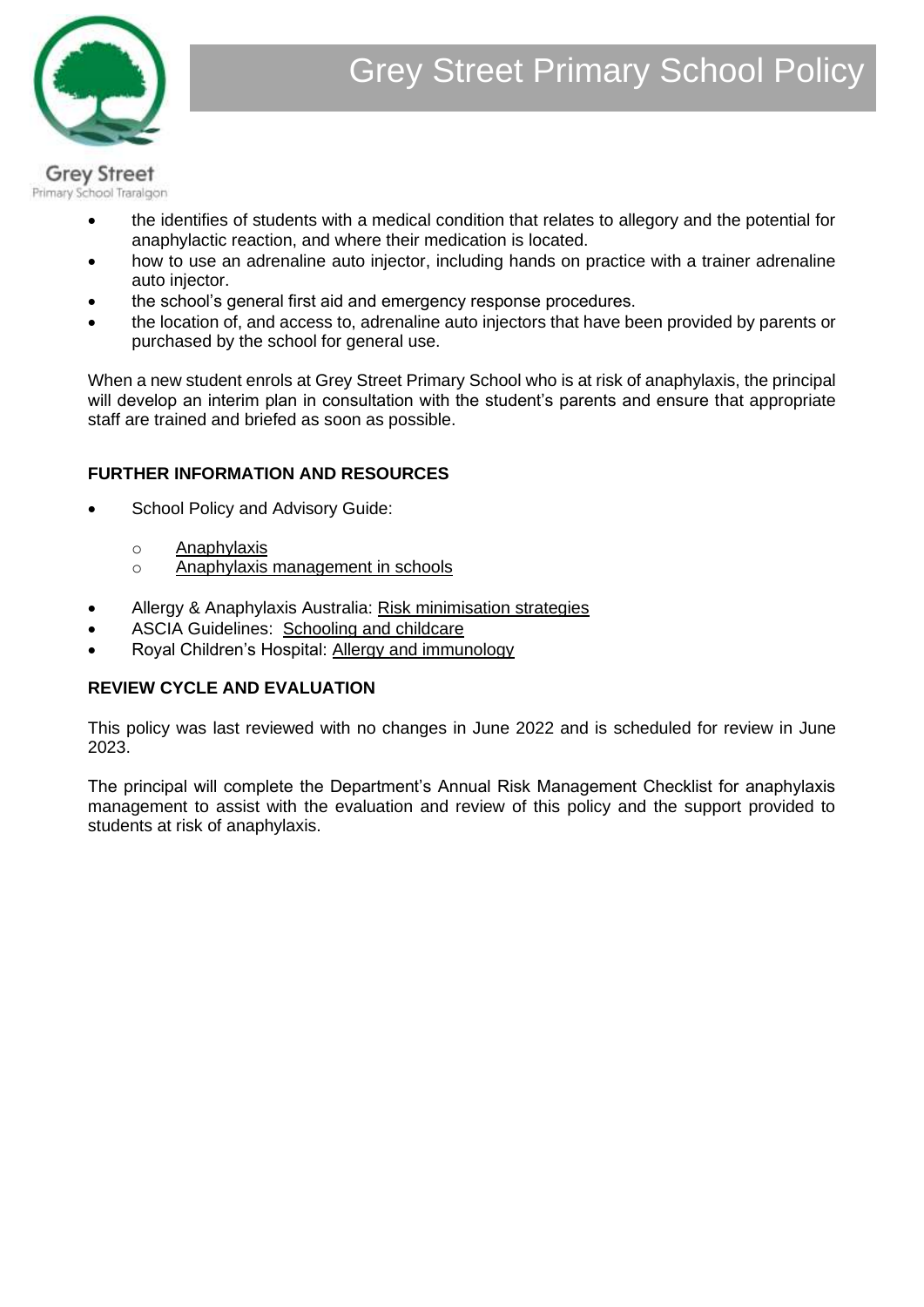- the identifies of students with a medical condition that relates to allegory and the potential for anaphylactic reaction, and where their medication is located.
- how to use an adrenaline auto injector, including hands on practice with a trainer adrenaline auto injector.
- the school's general first aid and emergency response procedures.
- the location of, and access to, adrenaline auto injectors that have been provided by parents or purchased by the school for general use.

When a new student enrols at Grey Street Primary School who is at risk of anaphylaxis, the principal will develop an interim plan in consultation with the student's parents and ensure that appropriate staff are trained and briefed as soon as possible.

## FURTHER INFORMATION AND RESOURCES

- School Policy and Advisory Guide:
  - Anaphylaxis
  - Anaphylaxis management in schools
- Allergy & Anaphylaxis Australia: Risk minimisation strategies
- ASCIA Guidelines: Schooling and childcare
- Royal Children's Hospital: Allergy and immunology

## REVIEW CYCLE AND EVALUATION

This policy was last reviewed with no changes in June 2022 and is scheduled for review in June 2023.

The principal will complete the Department's Annual Risk Management Checklist for anaphylaxis management to assist with the evaluation and review of this policy and the support provided to students at risk of anaphylaxis.